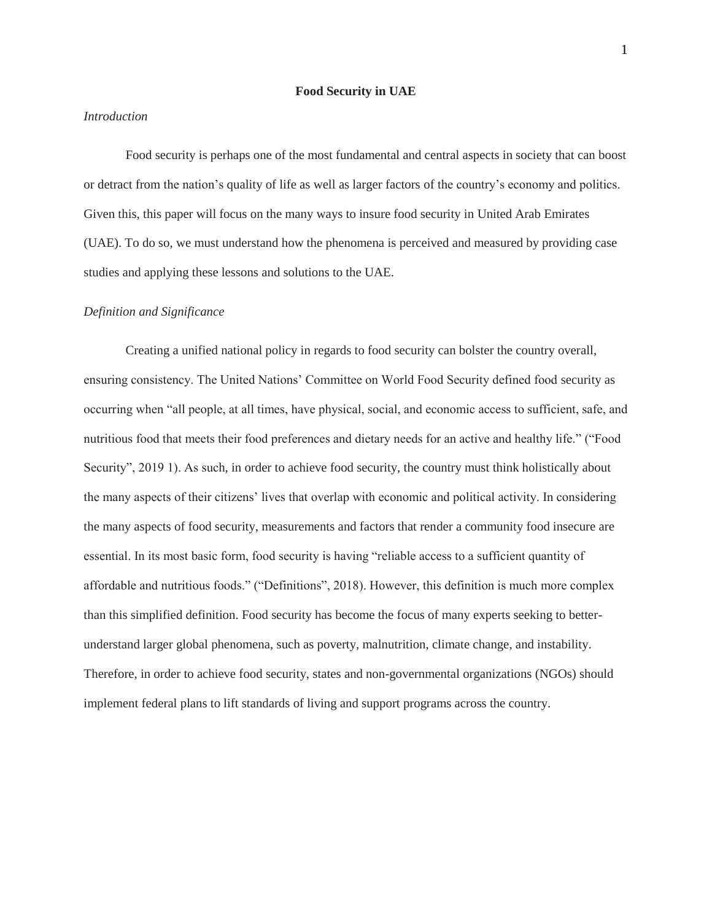# Food Security in UAE

*Introduction*

Food security is perhaps one of the most fundamental and central aspects in society that can boost or detract from the nation's quality of life as well as larger factors of the country's economy and politics. Given this, this paper will focus on the many ways to insure food security in United Arab Emirates (UAE). To do so, we must understand how the phenomena is perceived and measured by providing case studies and applying these lessons and solutions to the UAE.

*Definition and Significance*

Creating a unified national policy in regards to food security can bolster the country overall, ensuring consistency. The United Nations' Committee on World Food Security defined food security as occurring when "all people, at all times, have physical, social, and economic access to sufficient, safe, and nutritious food that meets their food preferences and dietary needs for an active and healthy life." ("Food Security", 2019 1). As such, in order to achieve food security, the country must think holistically about the many aspects of their citizens' lives that overlap with economic and political activity. In considering the many aspects of food security, measurements and factors that render a community food insecure are essential. In its most basic form, food security is having "reliable access to a sufficient quantity of affordable and nutritious foods." ("Definitions", 2018). However, this definition is much more complex than this simplified definition. Food security has become the focus of many experts seeking to better-understand larger global phenomena, such as poverty, malnutrition, climate change, and instability. Therefore, in order to achieve food security, states and non-governmental organizations (NGOs) should implement federal plans to lift standards of living and support programs across the country.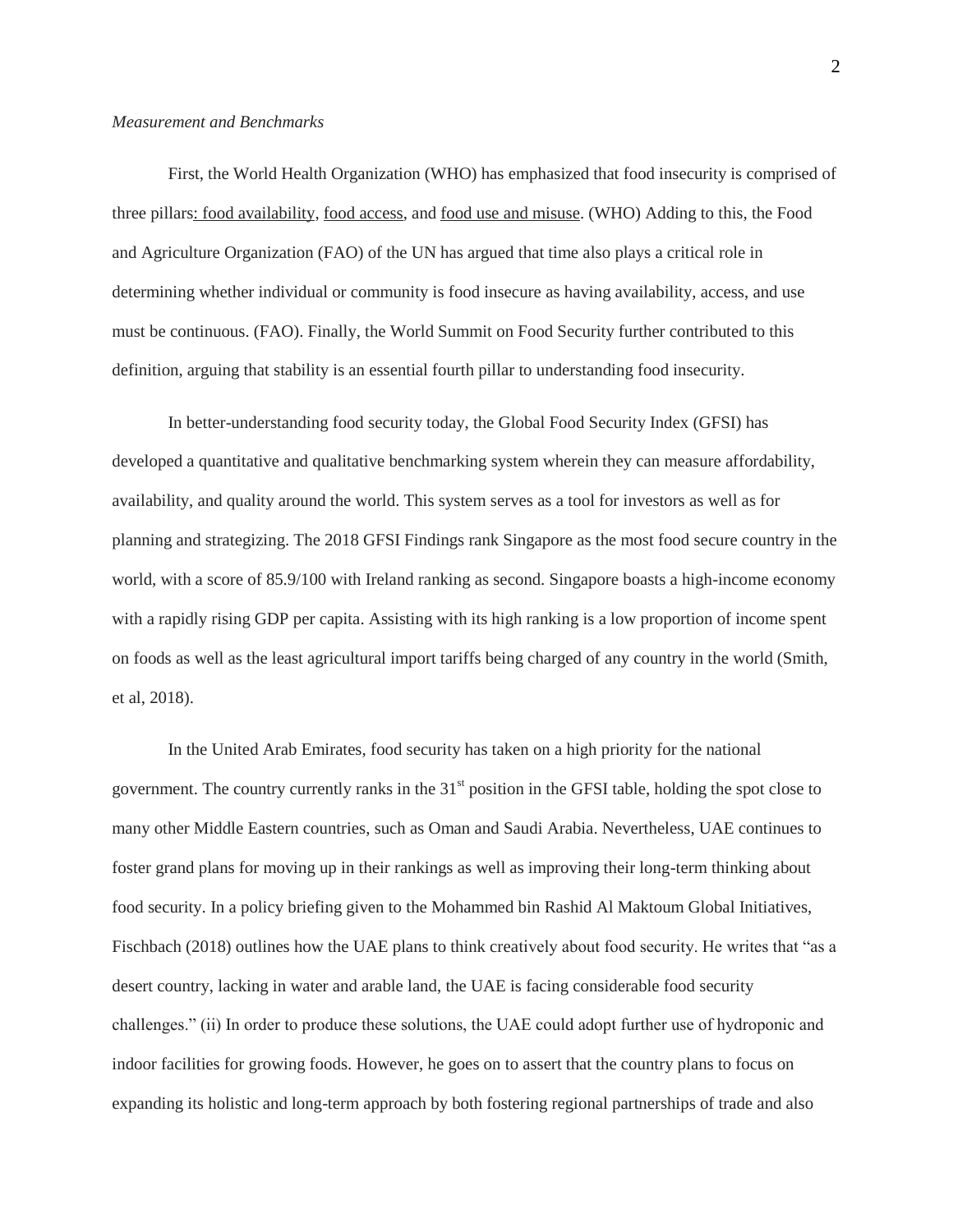*Measurement and Benchmarks*

First, the World Health Organization (WHO) has emphasized that food insecurity is comprised of three pillars: food availability, food access, and food use and misuse. (WHO) Adding to this, the Food and Agriculture Organization (FAO) of the UN has argued that time also plays a critical role in determining whether individual or community is food insecure as having availability, access, and use must be continuous. (FAO). Finally, the World Summit on Food Security further contributed to this definition, arguing that stability is an essential fourth pillar to understanding food insecurity.

In better-understanding food security today, the Global Food Security Index (GFSI) has developed a quantitative and qualitative benchmarking system wherein they can measure affordability, availability, and quality around the world. This system serves as a tool for investors as well as for planning and strategizing. The 2018 GFSI Findings rank Singapore as the most food secure country in the world, with a score of 85.9/100 with Ireland ranking as second. Singapore boasts a high-income economy with a rapidly rising GDP per capita. Assisting with its high ranking is a low proportion of income spent on foods as well as the least agricultural import tariffs being charged of any country in the world (Smith, et al, 2018).

In the United Arab Emirates, food security has taken on a high priority for the national government. The country currently ranks in the 31st position in the GFSI table, holding the spot close to many other Middle Eastern countries, such as Oman and Saudi Arabia. Nevertheless, UAE continues to foster grand plans for moving up in their rankings as well as improving their long-term thinking about food security. In a policy briefing given to the Mohammed bin Rashid Al Maktoum Global Initiatives, Fischbach (2018) outlines how the UAE plans to think creatively about food security. He writes that "as a desert country, lacking in water and arable land, the UAE is facing considerable food security challenges." (ii) In order to produce these solutions, the UAE could adopt further use of hydroponic and indoor facilities for growing foods. However, he goes on to assert that the country plans to focus on expanding its holistic and long-term approach by both fostering regional partnerships of trade and also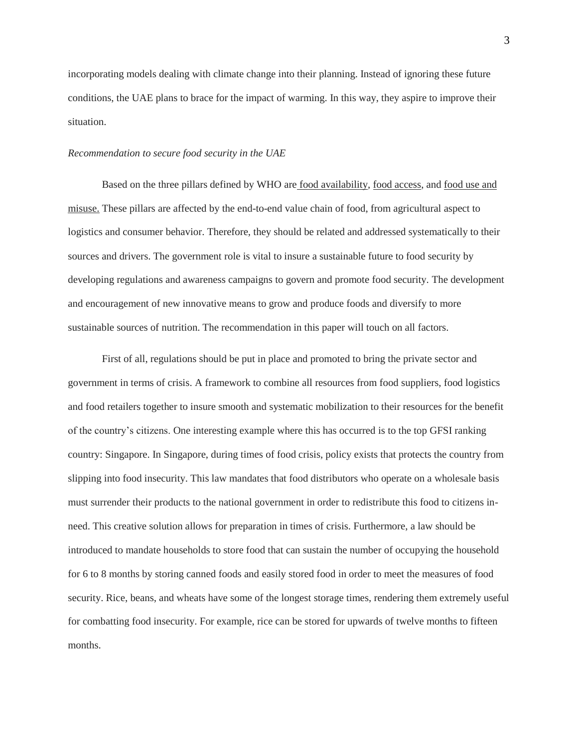incorporating models dealing with climate change into their planning. Instead of ignoring these future conditions, the UAE plans to brace for the impact of warming. In this way, they aspire to improve their situation.

*Recommendation to secure food security in the UAE*

Based on the three pillars defined by WHO are food availability, food access, and food use and misuse. These pillars are affected by the end-to-end value chain of food, from agricultural aspect to logistics and consumer behavior. Therefore, they should be related and addressed systematically to their sources and drivers. The government role is vital to insure a sustainable future to food security by developing regulations and awareness campaigns to govern and promote food security. The development and encouragement of new innovative means to grow and produce foods and diversify to more sustainable sources of nutrition. The recommendation in this paper will touch on all factors.

First of all, regulations should be put in place and promoted to bring the private sector and government in terms of crisis. A framework to combine all resources from food suppliers, food logistics and food retailers together to insure smooth and systematic mobilization to their resources for the benefit of the country's citizens. One interesting example where this has occurred is to the top GFSI ranking country: Singapore. In Singapore, during times of food crisis, policy exists that protects the country from slipping into food insecurity. This law mandates that food distributors who operate on a wholesale basis must surrender their products to the national government in order to redistribute this food to citizens in-need. This creative solution allows for preparation in times of crisis. Furthermore, a law should be introduced to mandate households to store food that can sustain the number of occupying the household for 6 to 8 months by storing canned foods and easily stored food in order to meet the measures of food security. Rice, beans, and wheats have some of the longest storage times, rendering them extremely useful for combatting food insecurity. For example, rice can be stored for upwards of twelve months to fifteen months.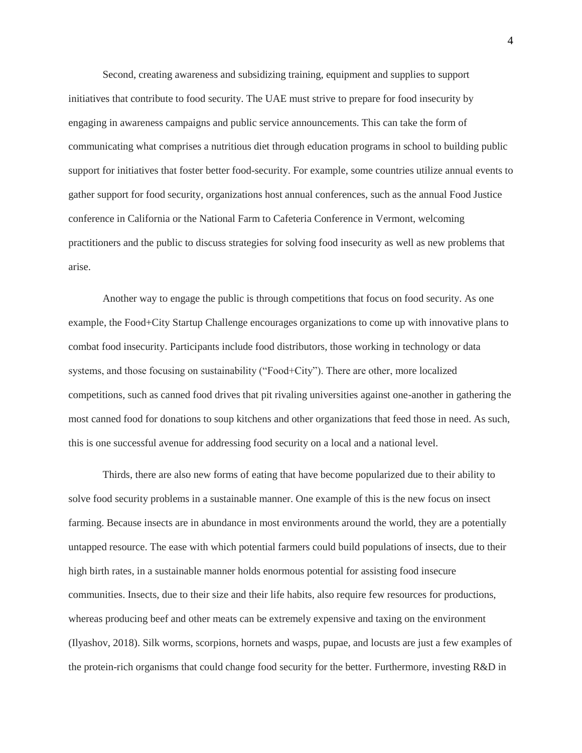Second, creating awareness and subsidizing training, equipment and supplies to support initiatives that contribute to food security. The UAE must strive to prepare for food insecurity by engaging in awareness campaigns and public service announcements. This can take the form of communicating what comprises a nutritious diet through education programs in school to building public support for initiatives that foster better food-security. For example, some countries utilize annual events to gather support for food security, organizations host annual conferences, such as the annual Food Justice conference in California or the National Farm to Cafeteria Conference in Vermont, welcoming practitioners and the public to discuss strategies for solving food insecurity as well as new problems that arise.

Another way to engage the public is through competitions that focus on food security. As one example, the Food+City Startup Challenge encourages organizations to come up with innovative plans to combat food insecurity. Participants include food distributors, those working in technology or data systems, and those focusing on sustainability ("Food+City"). There are other, more localized competitions, such as canned food drives that pit rivaling universities against one-another in gathering the most canned food for donations to soup kitchens and other organizations that feed those in need. As such, this is one successful avenue for addressing food security on a local and a national level.

Thirds, there are also new forms of eating that have become popularized due to their ability to solve food security problems in a sustainable manner. One example of this is the new focus on insect farming. Because insects are in abundance in most environments around the world, they are a potentially untapped resource. The ease with which potential farmers could build populations of insects, due to their high birth rates, in a sustainable manner holds enormous potential for assisting food insecure communities. Insects, due to their size and their life habits, also require few resources for productions, whereas producing beef and other meats can be extremely expensive and taxing on the environment (Ilyashov, 2018). Silk worms, scorpions, hornets and wasps, pupae, and locusts are just a few examples of the protein-rich organisms that could change food security for the better. Furthermore, investing R&D in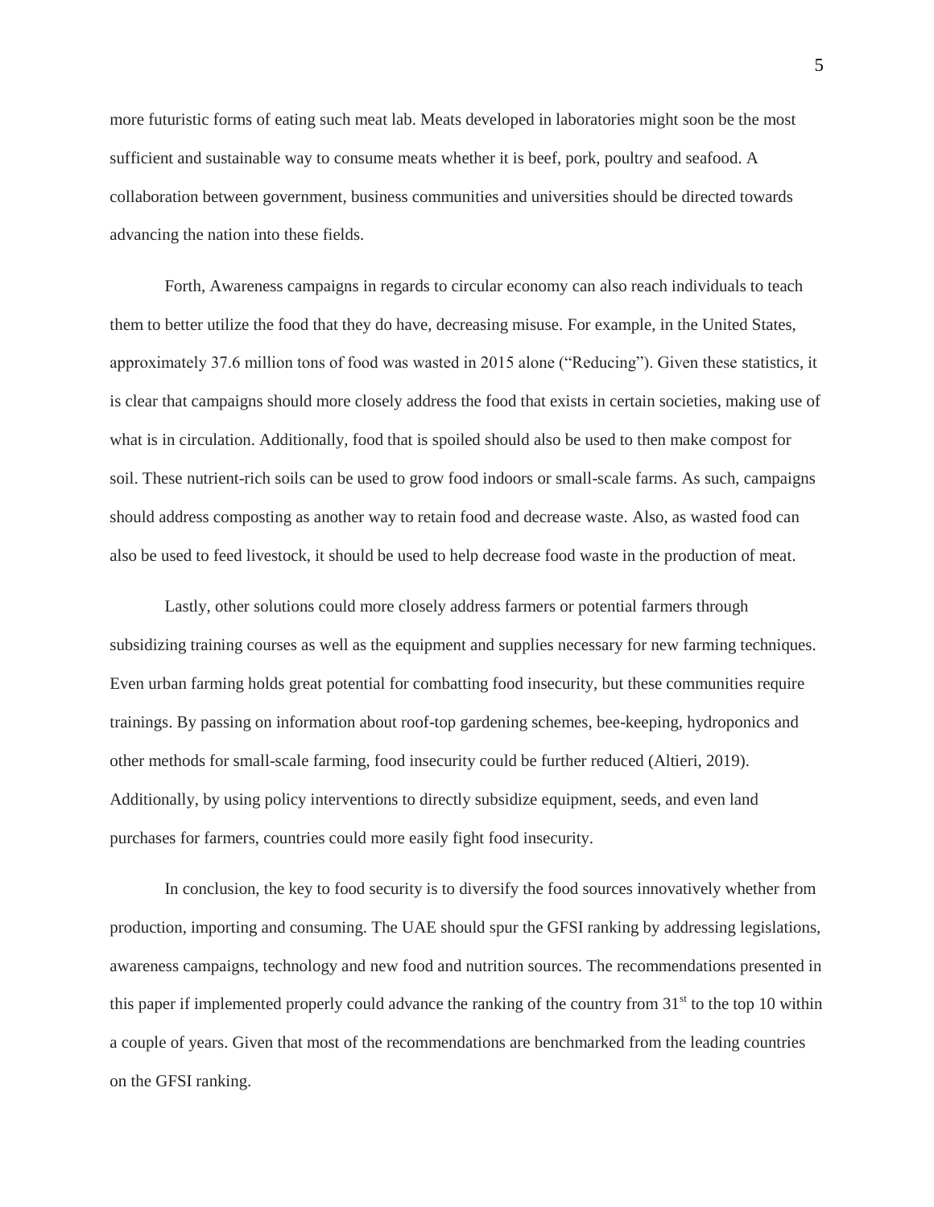more futuristic forms of eating such meat lab. Meats developed in laboratories might soon be the most sufficient and sustainable way to consume meats whether it is beef, pork, poultry and seafood. A collaboration between government, business communities and universities should be directed towards advancing the nation into these fields.

Forth, Awareness campaigns in regards to circular economy can also reach individuals to teach them to better utilize the food that they do have, decreasing misuse. For example, in the United States, approximately 37.6 million tons of food was wasted in 2015 alone ("Reducing"). Given these statistics, it is clear that campaigns should more closely address the food that exists in certain societies, making use of what is in circulation. Additionally, food that is spoiled should also be used to then make compost for soil. These nutrient-rich soils can be used to grow food indoors or small-scale farms. As such, campaigns should address composting as another way to retain food and decrease waste. Also, as wasted food can also be used to feed livestock, it should be used to help decrease food waste in the production of meat.

Lastly, other solutions could more closely address farmers or potential farmers through subsidizing training courses as well as the equipment and supplies necessary for new farming techniques. Even urban farming holds great potential for combatting food insecurity, but these communities require trainings. By passing on information about roof-top gardening schemes, bee-keeping, hydroponics and other methods for small-scale farming, food insecurity could be further reduced (Altieri, 2019). Additionally, by using policy interventions to directly subsidize equipment, seeds, and even land purchases for farmers, countries could more easily fight food insecurity.

In conclusion, the key to food security is to diversify the food sources innovatively whether from production, importing and consuming. The UAE should spur the GFSI ranking by addressing legislations, awareness campaigns, technology and new food and nutrition sources. The recommendations presented in this paper if implemented properly could advance the ranking of the country from 31st to the top 10 within a couple of years. Given that most of the recommendations are benchmarked from the leading countries on the GFSI ranking.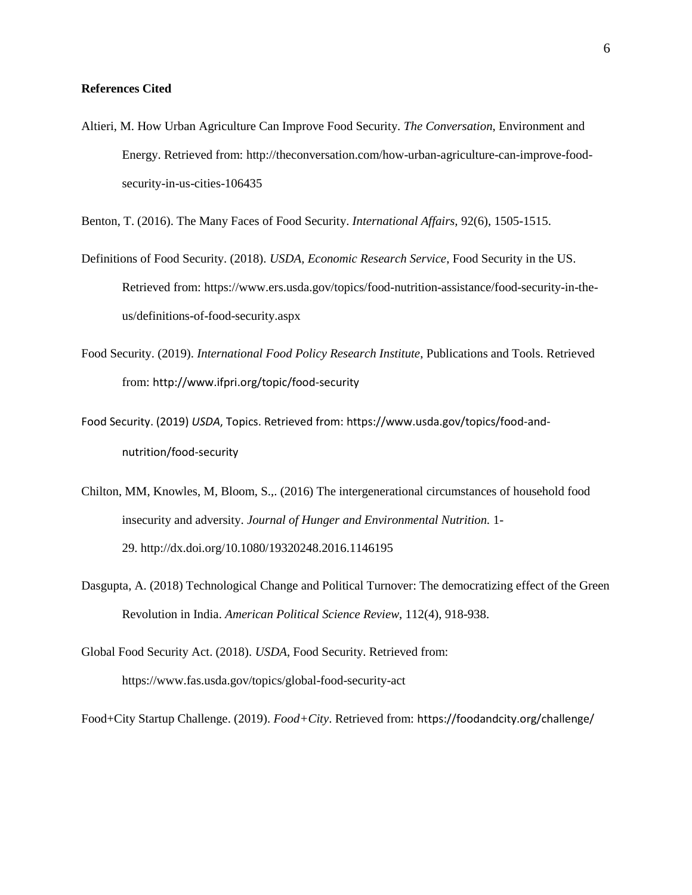**References Cited**

Altieri, M. How Urban Agriculture Can Improve Food Security. *The Conversation*, Environment and Energy. Retrieved from: http://theconversation.com/how-urban-agriculture-can-improve-food-security-in-us-cities-106435

Benton, T. (2016). The Many Faces of Food Security. *International Affairs,* 92(6), 1505-1515.

Definitions of Food Security. (2018). *USDA, Economic Research Service*, Food Security in the US. Retrieved from: https://www.ers.usda.gov/topics/food-nutrition-assistance/food-security-in-the-us/definitions-of-food-security.aspx

Food Security. (2019). *International Food Policy Research Institute*, Publications and Tools. Retrieved from: http://www.ifpri.org/topic/food-security

Food Security. (2019) *USDA,* Topics. Retrieved from: https://www.usda.gov/topics/food-and-nutrition/food-security

Chilton, MM, Knowles, M, Bloom, S.,. (2016) The intergenerational circumstances of household food insecurity and adversity. *Journal of Hunger and Environmental Nutrition.* 1-29. http://dx.doi.org/10.1080/19320248.2016.1146195

Dasgupta, A. (2018) Technological Change and Political Turnover: The democratizing effect of the Green Revolution in India. *American Political Science Review*, 112(4), 918-938.

Global Food Security Act. (2018). *USDA*, Food Security. Retrieved from: https://www.fas.usda.gov/topics/global-food-security-act

Food+City Startup Challenge. (2019). *Food+City*. Retrieved from: https://foodandcity.org/challenge/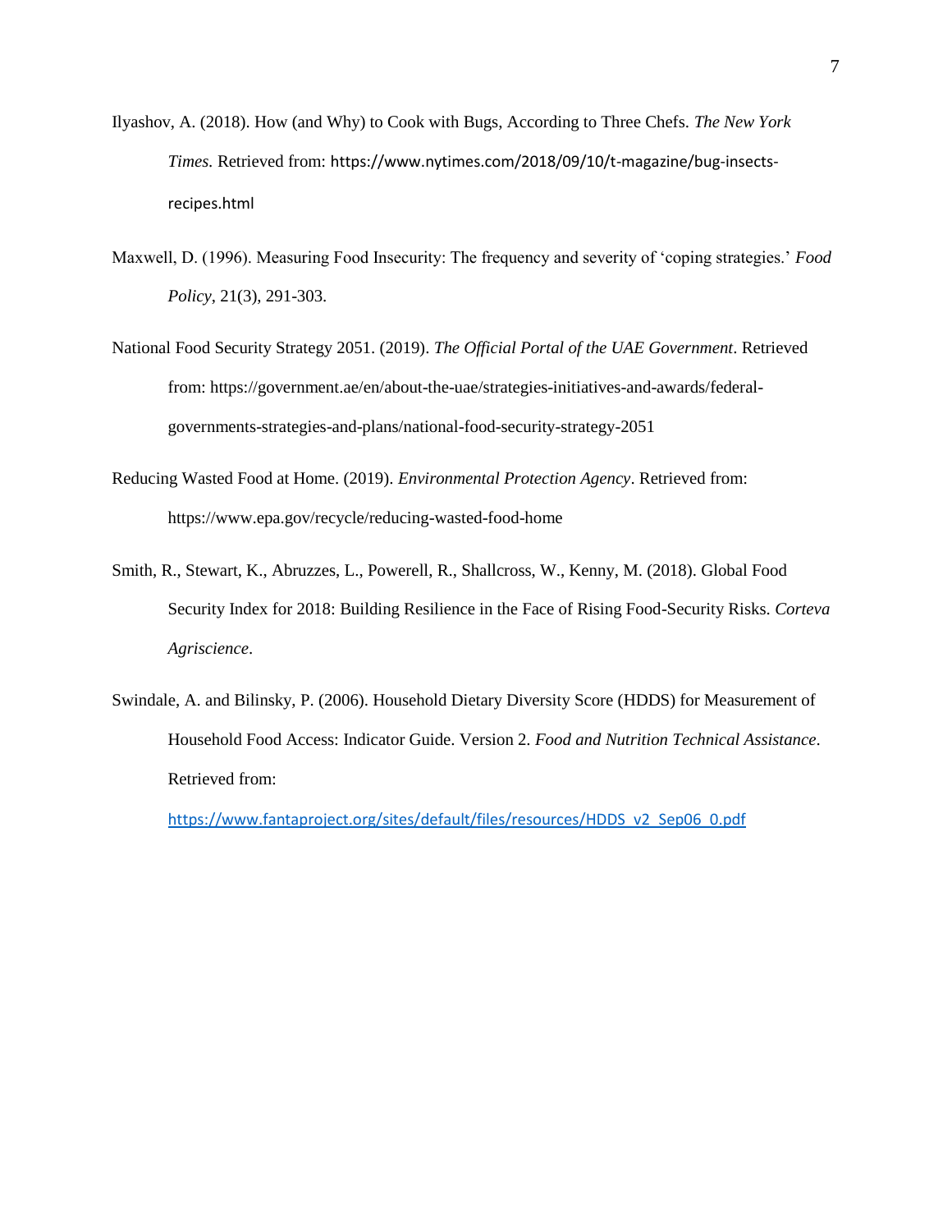Ilyashov, A. (2018). How (and Why) to Cook with Bugs, According to Three Chefs. *The New York Times.* Retrieved from: https://www.nytimes.com/2018/09/10/t-magazine/bug-insects-recipes.html

Maxwell, D. (1996). Measuring Food Insecurity: The frequency and severity of 'coping strategies.' *Food Policy*, 21(3), 291-303.

National Food Security Strategy 2051. (2019). *The Official Portal of the UAE Government*. Retrieved from: https://government.ae/en/about-the-uae/strategies-initiatives-and-awards/federal-governments-strategies-and-plans/national-food-security-strategy-2051

Reducing Wasted Food at Home. (2019). *Environmental Protection Agency*. Retrieved from: https://www.epa.gov/recycle/reducing-wasted-food-home

Smith, R., Stewart, K., Abruzzes, L., Powerell, R., Shallcross, W., Kenny, M. (2018). Global Food Security Index for 2018: Building Resilience in the Face of Rising Food-Security Risks. *Corteva Agriscience*.

Swindale, A. and Bilinsky, P. (2006). Household Dietary Diversity Score (HDDS) for Measurement of Household Food Access: Indicator Guide. Version 2. *Food and Nutrition Technical Assistance*. Retrieved from: https://www.fantaproject.org/sites/default/files/resources/HDDS_v2_Sep06_0.pdf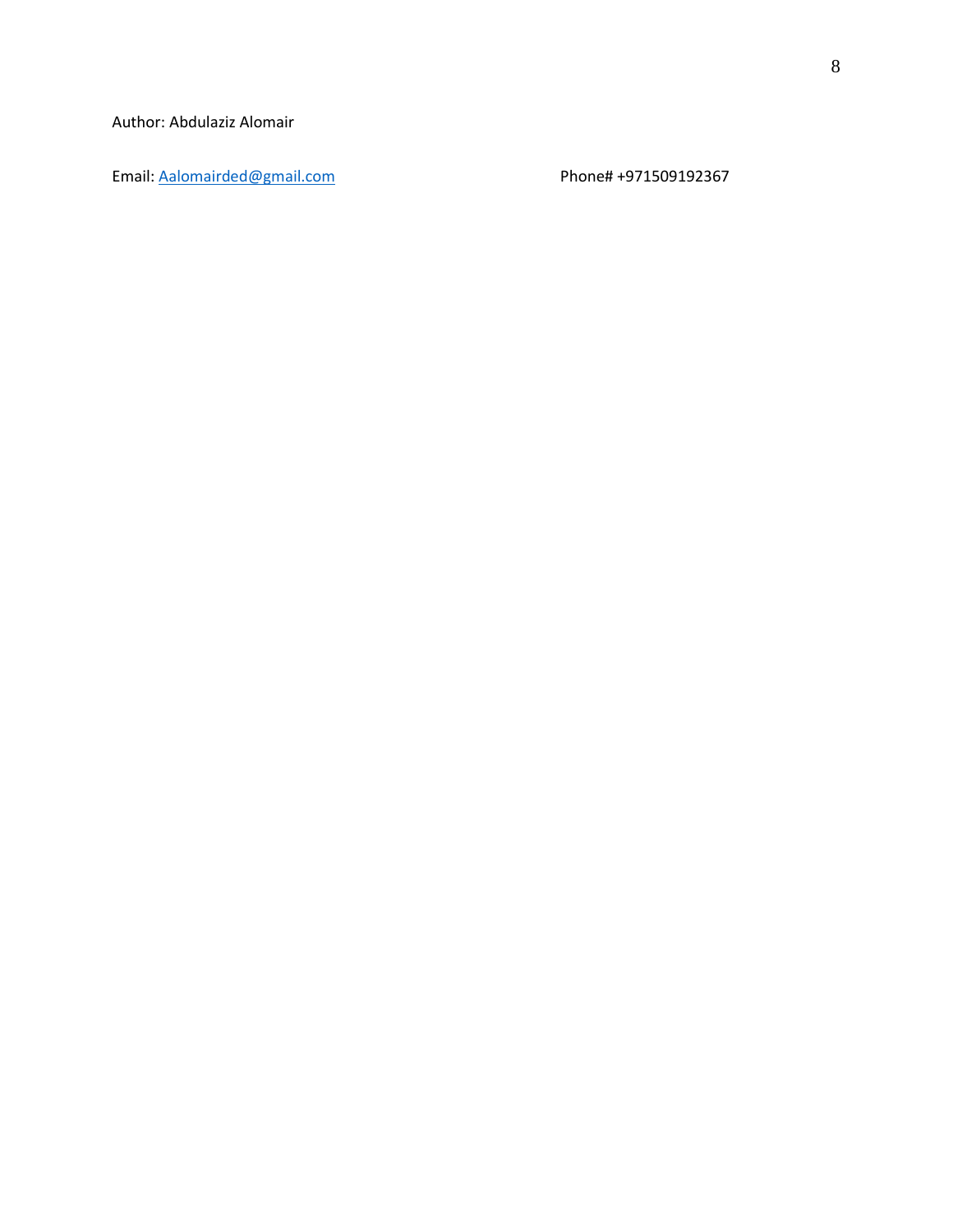Author: Abdulaziz Alomair

Email: Aalomairded@gmail.com Phone# +971509192367